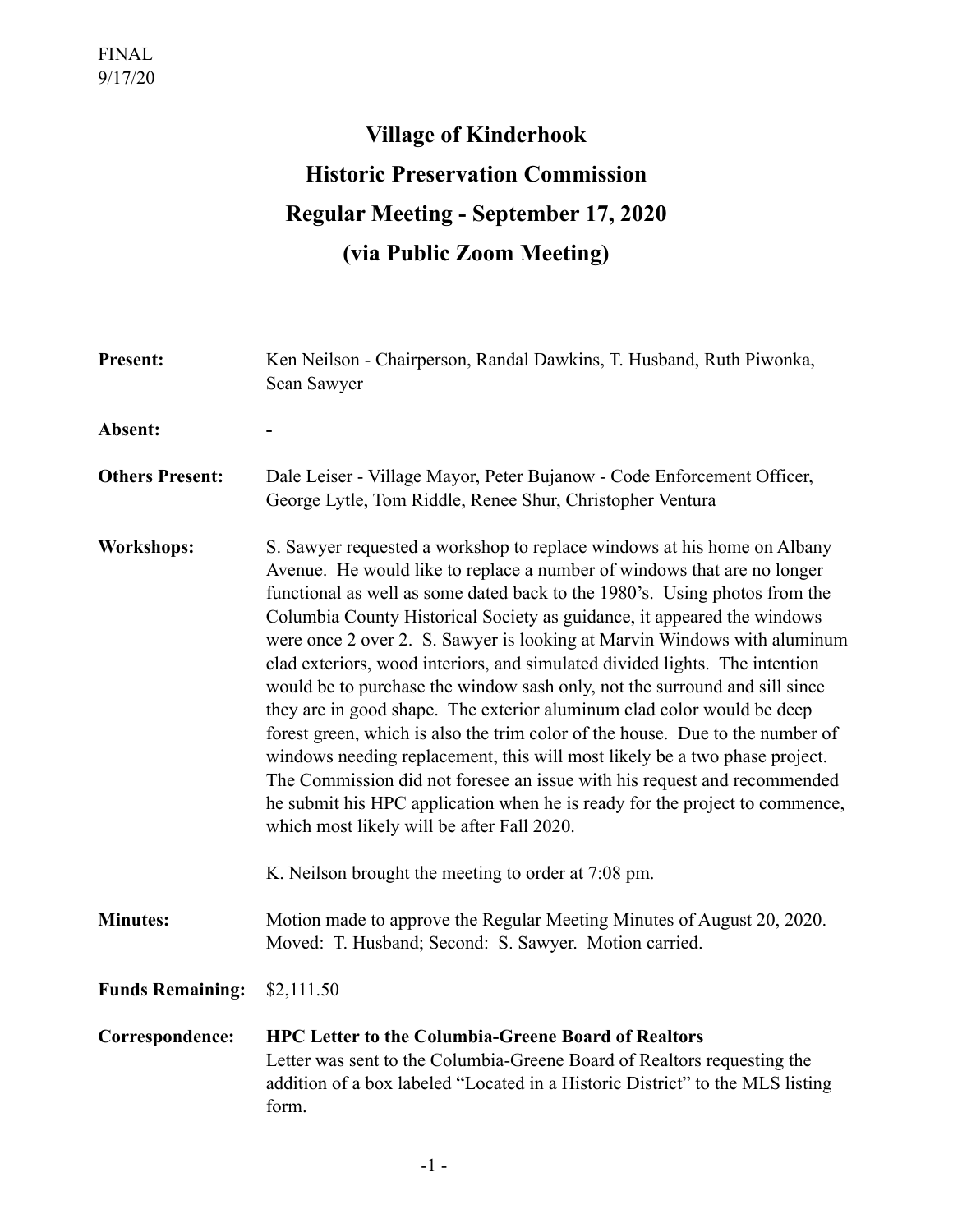FINAL
9/17/20

# Village of Kinderhook
# Historic Preservation Commission
# Regular Meeting - September 17, 2020
# (via Public Zoom Meeting)

**Present:** Ken Neilson - Chairperson, Randal Dawkins, T. Husband, Ruth Piwonka, Sean Sawyer

**Absent:** -

**Others Present:** Dale Leiser - Village Mayor, Peter Bujanow - Code Enforcement Officer, George Lytle, Tom Riddle, Renee Shur, Christopher Ventura

**Workshops:** S. Sawyer requested a workshop to replace windows at his home on Albany Avenue. He would like to replace a number of windows that are no longer functional as well as some dated back to the 1980's. Using photos from the Columbia County Historical Society as guidance, it appeared the windows were once 2 over 2. S. Sawyer is looking at Marvin Windows with aluminum clad exteriors, wood interiors, and simulated divided lights. The intention would be to purchase the window sash only, not the surround and sill since they are in good shape. The exterior aluminum clad color would be deep forest green, which is also the trim color of the house. Due to the number of windows needing replacement, this will most likely be a two phase project. The Commission did not foresee an issue with his request and recommended he submit his HPC application when he is ready for the project to commence, which most likely will be after Fall 2020.

K. Neilson brought the meeting to order at 7:08 pm.

**Minutes:** Motion made to approve the Regular Meeting Minutes of August 20, 2020. Moved: T. Husband; Second: S. Sawyer. Motion carried.

**Funds Remaining:** $2,111.50

**Correspondence:** **HPC Letter to the Columbia-Greene Board of Realtors**
Letter was sent to the Columbia-Greene Board of Realtors requesting the addition of a box labeled "Located in a Historic District" to the MLS listing form.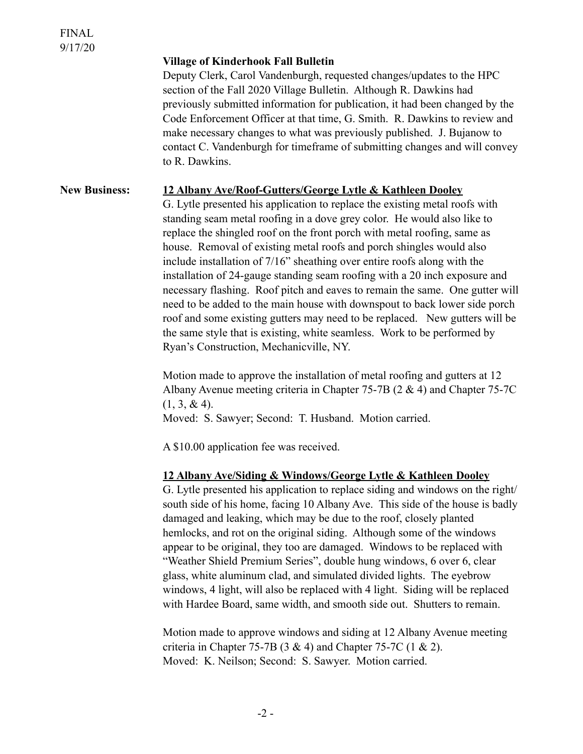FINAL
9/17/20

**Village of Kinderhook Fall Bulletin**

Deputy Clerk, Carol Vandenburgh, requested changes/updates to the HPC section of the Fall 2020 Village Bulletin. Although R. Dawkins had previously submitted information for publication, it had been changed by the Code Enforcement Officer at that time, G. Smith. R. Dawkins to review and make necessary changes to what was previously published. J. Bujanow to contact C. Vandenburgh for timeframe of submitting changes and will convey to R. Dawkins.

**New Business:**

**<u>12 Albany Ave/Roof-Gutters/George Lytle & Kathleen Dooley</u>**

G. Lytle presented his application to replace the existing metal roofs with standing seam metal roofing in a dove grey color. He would also like to replace the shingled roof on the front porch with metal roofing, same as house. Removal of existing metal roofs and porch shingles would also include installation of 7/16" sheathing over entire roofs along with the installation of 24-gauge standing seam roofing with a 20 inch exposure and necessary flashing. Roof pitch and eaves to remain the same. One gutter will need to be added to the main house with downspout to back lower side porch roof and some existing gutters may need to be replaced. New gutters will be the same style that is existing, white seamless. Work to be performed by Ryan's Construction, Mechanicville, NY.

Motion made to approve the installation of metal roofing and gutters at 12 Albany Avenue meeting criteria in Chapter 75-7B (2 & 4) and Chapter 75-7C (1, 3, & 4).
Moved: S. Sawyer; Second: T. Husband. Motion carried.

A $10.00 application fee was received.

**<u>12 Albany Ave/Siding & Windows/George Lytle & Kathleen Dooley</u>**

G. Lytle presented his application to replace siding and windows on the right/south side of his home, facing 10 Albany Ave. This side of the house is badly damaged and leaking, which may be due to the roof, closely planted hemlocks, and rot on the original siding. Although some of the windows appear to be original, they too are damaged. Windows to be replaced with "Weather Shield Premium Series", double hung windows, 6 over 6, clear glass, white aluminum clad, and simulated divided lights. The eyebrow windows, 4 light, will also be replaced with 4 light. Siding will be replaced with Hardee Board, same width, and smooth side out. Shutters to remain.

Motion made to approve windows and siding at 12 Albany Avenue meeting criteria in Chapter 75-7B (3 & 4) and Chapter 75-7C (1 & 2).
Moved: K. Neilson; Second: S. Sawyer. Motion carried.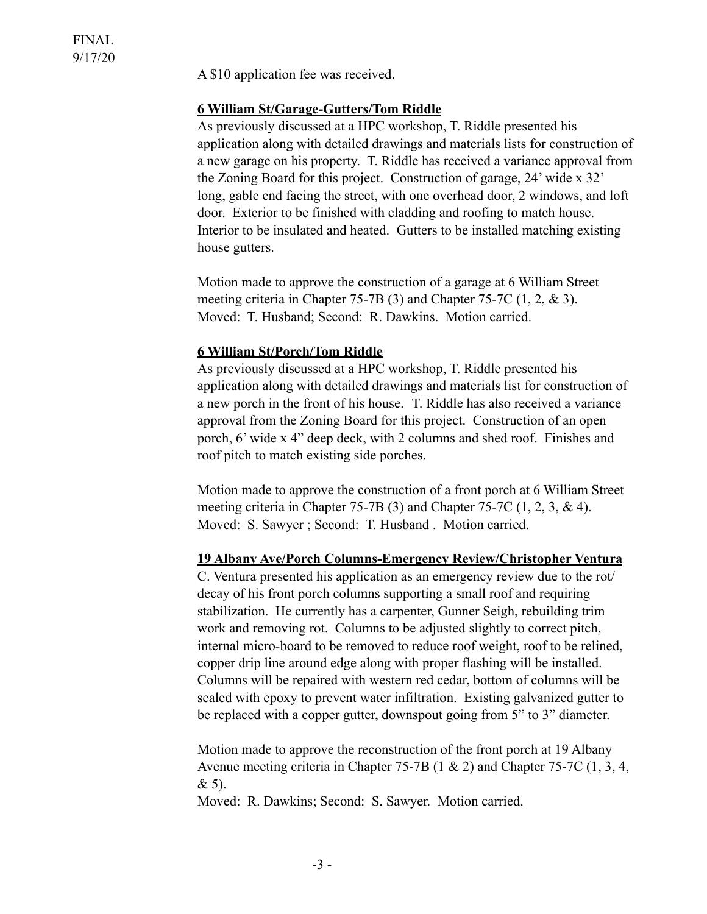A $10 application fee was received.

**6 William St/Garage-Gutters/Tom Riddle**

As previously discussed at a HPC workshop, T. Riddle presented his application along with detailed drawings and materials lists for construction of a new garage on his property. T. Riddle has received a variance approval from the Zoning Board for this project. Construction of garage, 24' wide x 32' long, gable end facing the street, with one overhead door, 2 windows, and loft door. Exterior to be finished with cladding and roofing to match house. Interior to be insulated and heated. Gutters to be installed matching existing house gutters.

Motion made to approve the construction of a garage at 6 William Street meeting criteria in Chapter 75-7B (3) and Chapter 75-7C (1, 2, & 3).
Moved: T. Husband; Second: R. Dawkins. Motion carried.

**6 William St/Porch/Tom Riddle**

As previously discussed at a HPC workshop, T. Riddle presented his application along with detailed drawings and materials list for construction of a new porch in the front of his house. T. Riddle has also received a variance approval from the Zoning Board for this project. Construction of an open porch, 6' wide x 4" deep deck, with 2 columns and shed roof. Finishes and roof pitch to match existing side porches.

Motion made to approve the construction of a front porch at 6 William Street meeting criteria in Chapter 75-7B (3) and Chapter 75-7C (1, 2, 3, & 4).
Moved: S. Sawyer ; Second: T. Husband . Motion carried.

**19 Albany Ave/Porch Columns-Emergency Review/Christopher Ventura**

C. Ventura presented his application as an emergency review due to the rot/decay of his front porch columns supporting a small roof and requiring stabilization. He currently has a carpenter, Gunner Seigh, rebuilding trim work and removing rot. Columns to be adjusted slightly to correct pitch, internal micro-board to be removed to reduce roof weight, roof to be relined, copper drip line around edge along with proper flashing will be installed. Columns will be repaired with western red cedar, bottom of columns will be sealed with epoxy to prevent water infiltration. Existing galvanized gutter to be replaced with a copper gutter, downspout going from 5" to 3" diameter.

Motion made to approve the reconstruction of the front porch at 19 Albany Avenue meeting criteria in Chapter 75-7B (1 & 2) and Chapter 75-7C (1, 3, 4, & 5).
Moved: R. Dawkins; Second: S. Sawyer. Motion carried.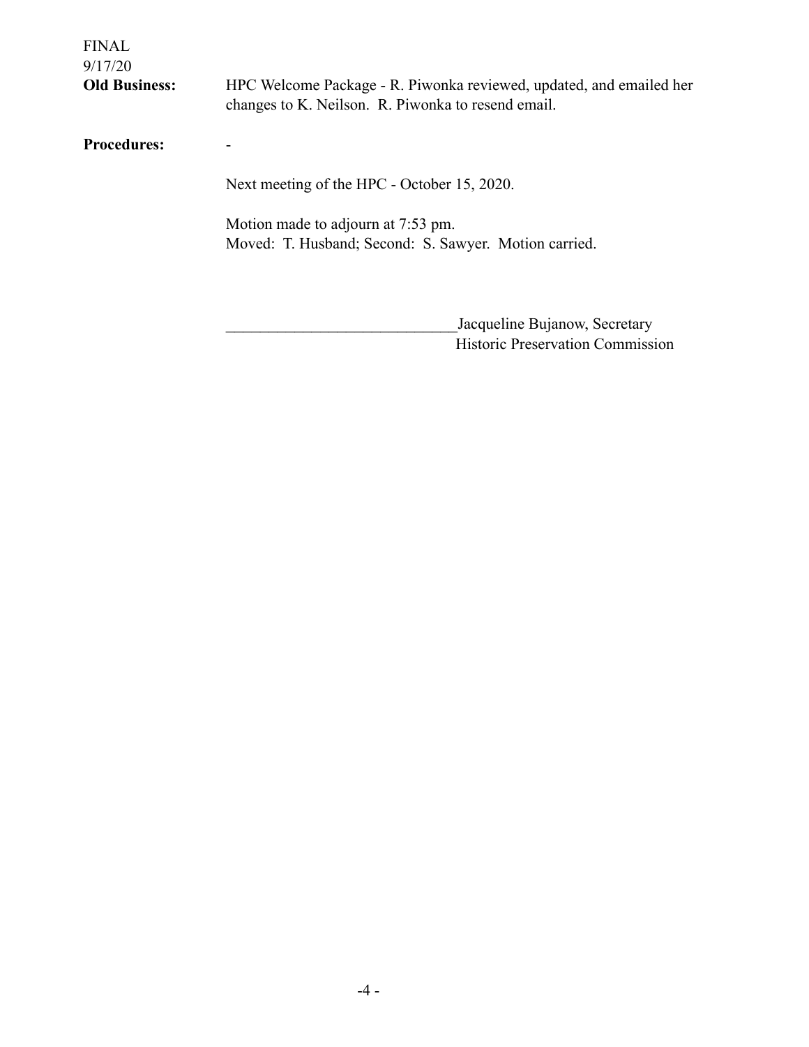FINAL
9/17/20

**Old Business:** HPC Welcome Package - R. Piwonka reviewed, updated, and emailed her changes to K. Neilson. R. Piwonka to resend email.

**Procedures:** -

Next meeting of the HPC - October 15, 2020.

Motion made to adjourn at 7:53 pm.
Moved: T. Husband; Second: S. Sawyer. Motion carried.

______________________________Jacqueline Bujanow, Secretary
Historic Preservation Commission